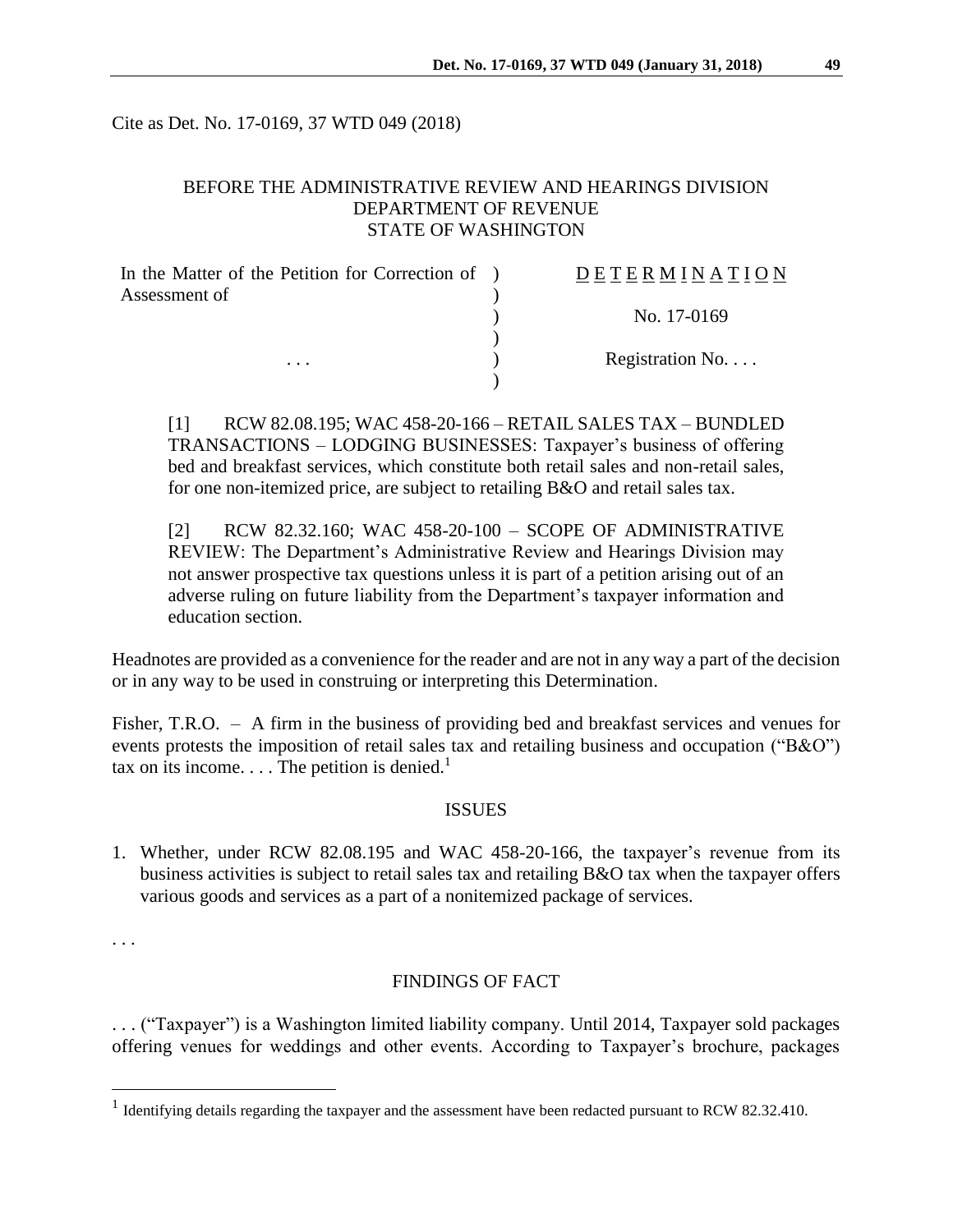Cite as Det. No. 17-0169, 37 WTD 049 (2018)

BEFORE THE ADMINISTRATIVE REVIEW AND HEARINGS DIVISION
DEPARTMENT OF REVENUE
STATE OF WASHINGTON

| | | |
|---|---|---|
| In the Matter of the Petition for Correction of Assessment of | ) | D E T E R M I N A T I O N |
| | ) | |
| | ) | No. 17-0169 |
| | ) | |
| . . . | ) | Registration No. . . . |
| | ) | |

[1] RCW 82.08.195; WAC 458-20-166 – RETAIL SALES TAX – BUNDLED TRANSACTIONS – LODGING BUSINESSES: Taxpayer's business of offering bed and breakfast services, which constitute both retail sales and non-retail sales, for one non-itemized price, are subject to retailing B&O and retail sales tax.

[2] RCW 82.32.160; WAC 458-20-100 – SCOPE OF ADMINISTRATIVE REVIEW: The Department's Administrative Review and Hearings Division may not answer prospective tax questions unless it is part of a petition arising out of an adverse ruling on future liability from the Department's taxpayer information and education section.

Headnotes are provided as a convenience for the reader and are not in any way a part of the decision or in any way to be used in construing or interpreting this Determination.

Fisher, T.R.O. – A firm in the business of providing bed and breakfast services and venues for events protests the imposition of retail sales tax and retailing business and occupation ("B&O") tax on its income. . . . The petition is denied.[1]

## ISSUES

1. Whether, under RCW 82.08.195 and WAC 458-20-166, the taxpayer's revenue from its business activities is subject to retail sales tax and retailing B&O tax when the taxpayer offers various goods and services as a part of a nonitemized package of services.

. . .

## FINDINGS OF FACT

. . . ("Taxpayer") is a Washington limited liability company. Until 2014, Taxpayer sold packages offering venues for weddings and other events. According to Taxpayer's brochure, packages

[1] Identifying details regarding the taxpayer and the assessment have been redacted pursuant to RCW 82.32.410.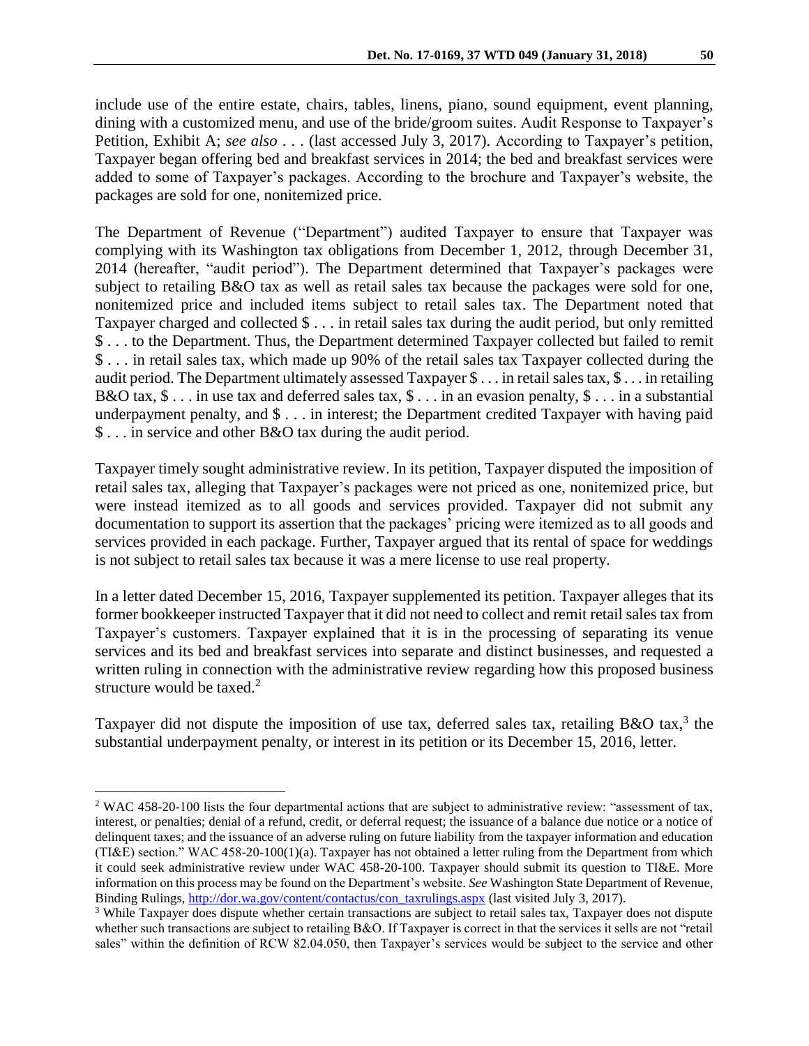include use of the entire estate, chairs, tables, linens, piano, sound equipment, event planning, dining with a customized menu, and use of the bride/groom suites. Audit Response to Taxpayer's Petition, Exhibit A; *see also* . . . (last accessed July 3, 2017). According to Taxpayer's petition, Taxpayer began offering bed and breakfast services in 2014; the bed and breakfast services were added to some of Taxpayer's packages. According to the brochure and Taxpayer's website, the packages are sold for one, nonitemized price.

The Department of Revenue ("Department") audited Taxpayer to ensure that Taxpayer was complying with its Washington tax obligations from December 1, 2012, through December 31, 2014 (hereafter, "audit period"). The Department determined that Taxpayer's packages were subject to retailing B&O tax as well as retail sales tax because the packages were sold for one, nonitemized price and included items subject to retail sales tax. The Department noted that Taxpayer charged and collected $ . . . in retail sales tax during the audit period, but only remitted $ . . . to the Department. Thus, the Department determined Taxpayer collected but failed to remit $ . . . in retail sales tax, which made up 90% of the retail sales tax Taxpayer collected during the audit period. The Department ultimately assessed Taxpayer $ . . . in retail sales tax, $ . . . in retailing B&O tax, $ . . . in use tax and deferred sales tax, $ . . . in an evasion penalty, $ . . . in a substantial underpayment penalty, and $ . . . in interest; the Department credited Taxpayer with having paid $ . . . in service and other B&O tax during the audit period.

Taxpayer timely sought administrative review. In its petition, Taxpayer disputed the imposition of retail sales tax, alleging that Taxpayer's packages were not priced as one, nonitemized price, but were instead itemized as to all goods and services provided. Taxpayer did not submit any documentation to support its assertion that the packages' pricing were itemized as to all goods and services provided in each package. Further, Taxpayer argued that its rental of space for weddings is not subject to retail sales tax because it was a mere license to use real property.

In a letter dated December 15, 2016, Taxpayer supplemented its petition. Taxpayer alleges that its former bookkeeper instructed Taxpayer that it did not need to collect and remit retail sales tax from Taxpayer's customers. Taxpayer explained that it is in the processing of separating its venue services and its bed and breakfast services into separate and distinct businesses, and requested a written ruling in connection with the administrative review regarding how this proposed business structure would be taxed.[2]

Taxpayer did not dispute the imposition of use tax, deferred sales tax, retailing B&O tax,[3] the substantial underpayment penalty, or interest in its petition or its December 15, 2016, letter.

---

[2] WAC 458-20-100 lists the four departmental actions that are subject to administrative review: "assessment of tax, interest, or penalties; denial of a refund, credit, or deferral request; the issuance of a balance due notice or a notice of delinquent taxes; and the issuance of an adverse ruling on future liability from the taxpayer information and education (TI&E) section." WAC 458-20-100(1)(a). Taxpayer has not obtained a letter ruling from the Department from which it could seek administrative review under WAC 458-20-100. Taxpayer should submit its question to TI&E. More information on this process may be found on the Department's website. *See* Washington State Department of Revenue, Binding Rulings, http://dor.wa.gov/content/contactus/con_taxrulings.aspx (last visited July 3, 2017).

[3] While Taxpayer does dispute whether certain transactions are subject to retail sales tax, Taxpayer does not dispute whether such transactions are subject to retailing B&O. If Taxpayer is correct in that the services it sells are not "retail sales" within the definition of RCW 82.04.050, then Taxpayer's services would be subject to the service and other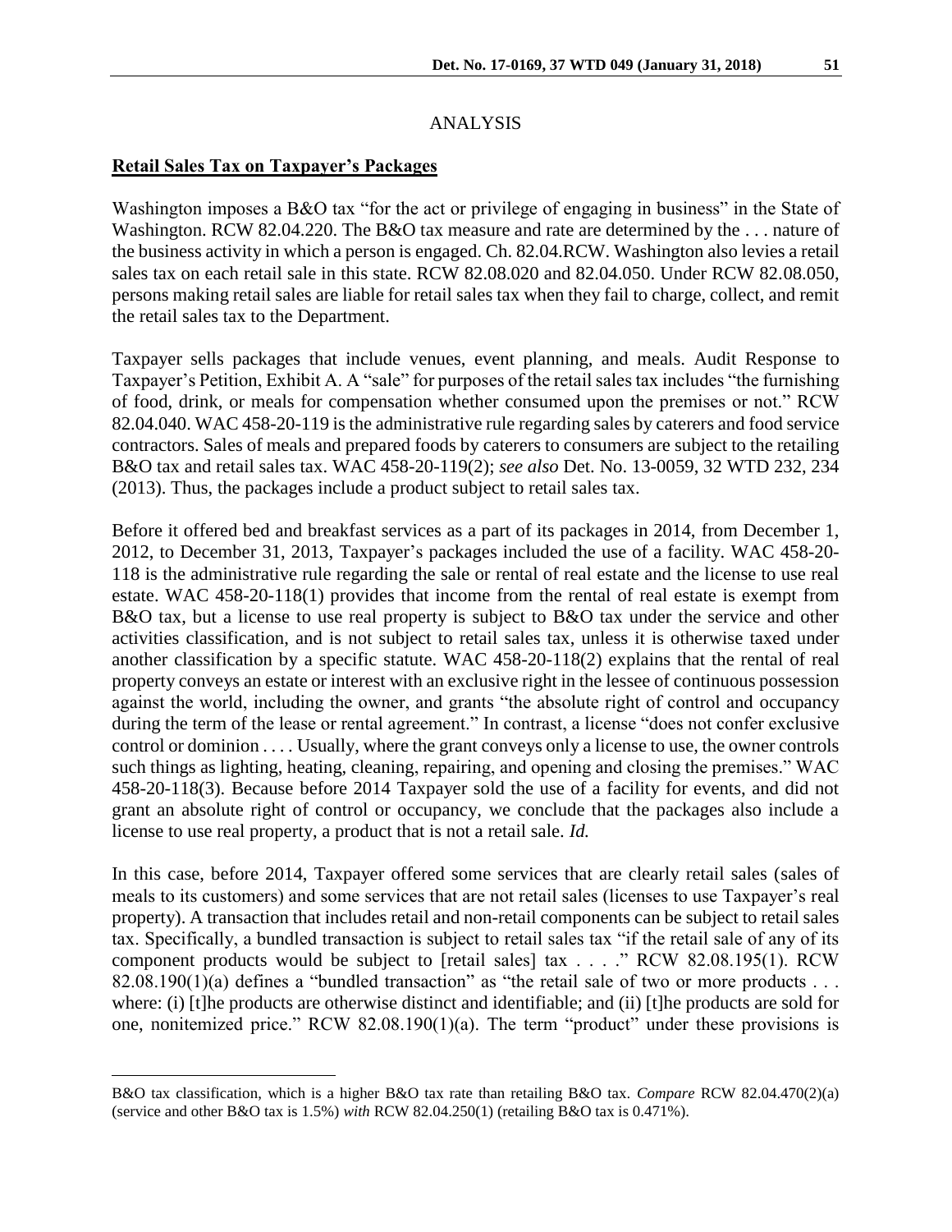## ANALYSIS

### Retail Sales Tax on Taxpayer's Packages

Washington imposes a B&O tax "for the act or privilege of engaging in business" in the State of Washington. RCW 82.04.220. The B&O tax measure and rate are determined by the . . . nature of the business activity in which a person is engaged. Ch. 82.04.RCW. Washington also levies a retail sales tax on each retail sale in this state. RCW 82.08.020 and 82.04.050. Under RCW 82.08.050, persons making retail sales are liable for retail sales tax when they fail to charge, collect, and remit the retail sales tax to the Department.

Taxpayer sells packages that include venues, event planning, and meals. Audit Response to Taxpayer's Petition, Exhibit A. A "sale" for purposes of the retail sales tax includes "the furnishing of food, drink, or meals for compensation whether consumed upon the premises or not." RCW 82.04.040. WAC 458-20-119 is the administrative rule regarding sales by caterers and food service contractors. Sales of meals and prepared foods by caterers to consumers are subject to the retailing B&O tax and retail sales tax. WAC 458-20-119(2); *see also* Det. No. 13-0059, 32 WTD 232, 234 (2013). Thus, the packages include a product subject to retail sales tax.

Before it offered bed and breakfast services as a part of its packages in 2014, from December 1, 2012, to December 31, 2013, Taxpayer's packages included the use of a facility. WAC 458-20-118 is the administrative rule regarding the sale or rental of real estate and the license to use real estate. WAC 458-20-118(1) provides that income from the rental of real estate is exempt from B&O tax, but a license to use real property is subject to B&O tax under the service and other activities classification, and is not subject to retail sales tax, unless it is otherwise taxed under another classification by a specific statute. WAC 458-20-118(2) explains that the rental of real property conveys an estate or interest with an exclusive right in the lessee of continuous possession against the world, including the owner, and grants "the absolute right of control and occupancy during the term of the lease or rental agreement." In contrast, a license "does not confer exclusive control or dominion . . . . Usually, where the grant conveys only a license to use, the owner controls such things as lighting, heating, cleaning, repairing, and opening and closing the premises." WAC 458-20-118(3). Because before 2014 Taxpayer sold the use of a facility for events, and did not grant an absolute right of control or occupancy, we conclude that the packages also include a license to use real property, a product that is not a retail sale. *Id.*

In this case, before 2014, Taxpayer offered some services that are clearly retail sales (sales of meals to its customers) and some services that are not retail sales (licenses to use Taxpayer's real property). A transaction that includes retail and non-retail components can be subject to retail sales tax. Specifically, a bundled transaction is subject to retail sales tax "if the retail sale of any of its component products would be subject to [retail sales] tax . . . ." RCW 82.08.195(1). RCW 82.08.190(1)(a) defines a "bundled transaction" as "the retail sale of two or more products . . . where: (i) [t]he products are otherwise distinct and identifiable; and (ii) [t]he products are sold for one, nonitemized price." RCW 82.08.190(1)(a). The term "product" under these provisions is

---

B&O tax classification, which is a higher B&O tax rate than retailing B&O tax. *Compare* RCW 82.04.470(2)(a) (service and other B&O tax is 1.5%) *with* RCW 82.04.250(1) (retailing B&O tax is 0.471%).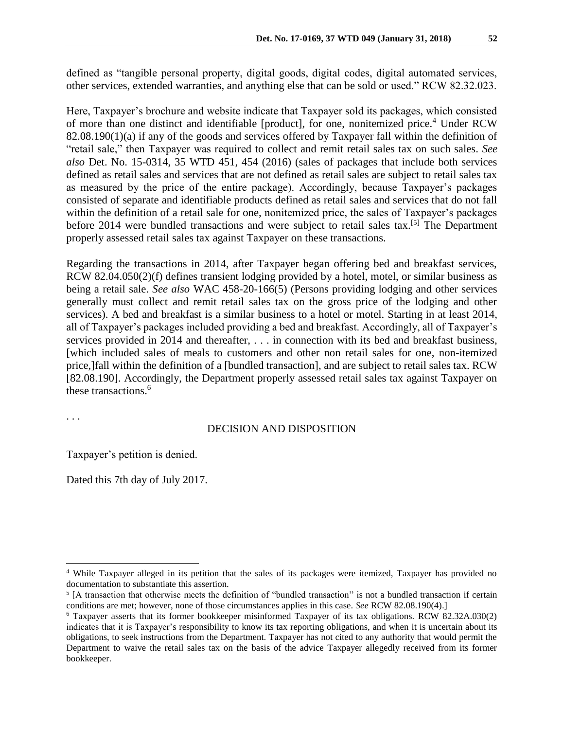defined as "tangible personal property, digital goods, digital codes, digital automated services, other services, extended warranties, and anything else that can be sold or used." RCW 82.32.023.

Here, Taxpayer's brochure and website indicate that Taxpayer sold its packages, which consisted of more than one distinct and identifiable [product], for one, nonitemized price.[4] Under RCW 82.08.190(1)(a) if any of the goods and services offered by Taxpayer fall within the definition of "retail sale," then Taxpayer was required to collect and remit retail sales tax on such sales. *See also* Det. No. 15-0314, 35 WTD 451, 454 (2016) (sales of packages that include both services defined as retail sales and services that are not defined as retail sales are subject to retail sales tax as measured by the price of the entire package). Accordingly, because Taxpayer's packages consisted of separate and identifiable products defined as retail sales and services that do not fall within the definition of a retail sale for one, nonitemized price, the sales of Taxpayer's packages before 2014 were bundled transactions and were subject to retail sales tax.[5] The Department properly assessed retail sales tax against Taxpayer on these transactions.

Regarding the transactions in 2014, after Taxpayer began offering bed and breakfast services, RCW 82.04.050(2)(f) defines transient lodging provided by a hotel, motel, or similar business as being a retail sale. *See also* WAC 458-20-166(5) (Persons providing lodging and other services generally must collect and remit retail sales tax on the gross price of the lodging and other services). A bed and breakfast is a similar business to a hotel or motel. Starting in at least 2014, all of Taxpayer's packages included providing a bed and breakfast. Accordingly, all of Taxpayer's services provided in 2014 and thereafter, . . . in connection with its bed and breakfast business, [which included sales of meals to customers and other non retail sales for one, non-itemized price,]fall within the definition of a [bundled transaction], and are subject to retail sales tax. RCW [82.08.190]. Accordingly, the Department properly assessed retail sales tax against Taxpayer on these transactions.[6]

. . .

## DECISION AND DISPOSITION

Taxpayer's petition is denied.

Dated this 7th day of July 2017.

---

[4] While Taxpayer alleged in its petition that the sales of its packages were itemized, Taxpayer has provided no documentation to substantiate this assertion.

[5] [A transaction that otherwise meets the definition of "bundled transaction" is not a bundled transaction if certain conditions are met; however, none of those circumstances applies in this case. *See* RCW 82.08.190(4).]

[6] Taxpayer asserts that its former bookkeeper misinformed Taxpayer of its tax obligations. RCW 82.32A.030(2) indicates that it is Taxpayer's responsibility to know its tax reporting obligations, and when it is uncertain about its obligations, to seek instructions from the Department. Taxpayer has not cited to any authority that would permit the Department to waive the retail sales tax on the basis of the advice Taxpayer allegedly received from its former bookkeeper.